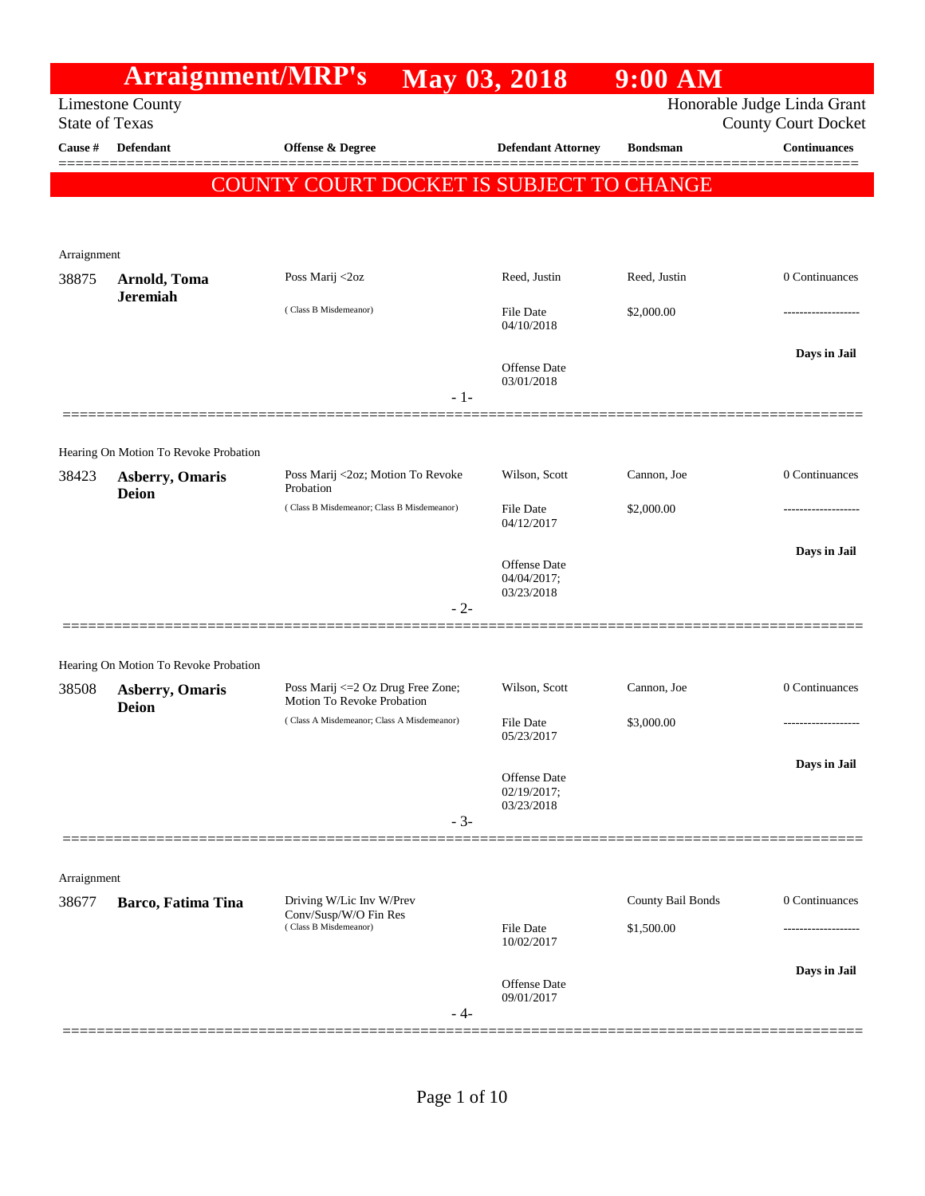# Arraignment/MRP's May 03, 2018 9:00 AM

Limestone County
State of Texas

Honorable Judge Linda Grant
County Court Docket

**COUNTY COURT DOCKET IS SUBJECT TO CHANGE**

| Cause # | Defendant | Offense & Degree | Defendant Attorney | Bondsman | Continuances |
|---|---|---|---|---|---|
| **Arraignment** | | | | | |
| 38875 | **Arnold, Toma Jeremiah** | Poss Marij <2oz (Class B Misdemeanor) | Reed, Justin<br>File Date 04/10/2018<br>Offense Date 03/01/2018 | Reed, Justin<br>$2,000.00 | 0 Continuances<br>-------------------<br>**Days in Jail** |
| **Hearing On Motion To Revoke Probation** | | | | | |
| 38423 | **Asberry, Omaris Deion** | Poss Marij <2oz; Motion To Revoke Probation (Class B Misdemeanor; Class B Misdemeanor) | Wilson, Scott<br>File Date 04/12/2017<br>Offense Date 04/04/2017; 03/23/2018 | Cannon, Joe<br>$2,000.00 | 0 Continuances<br>-------------------<br>**Days in Jail** |
| **Hearing On Motion To Revoke Probation** | | | | | |
| 38508 | **Asberry, Omaris Deion** | Poss Marij <=2 Oz Drug Free Zone; Motion To Revoke Probation (Class A Misdemeanor; Class A Misdemeanor) | Wilson, Scott<br>File Date 05/23/2017<br>Offense Date 02/19/2017; 03/23/2018 | Cannon, Joe<br>$3,000.00 | 0 Continuances<br>-------------------<br>**Days in Jail** |
| **Arraignment** | | | | | |
| 38677 | **Barco, Fatima Tina** | Driving W/Lic Inv W/Prev Conv/Susp/W/O Fin Res (Class B Misdemeanor) | File Date 10/02/2017<br>Offense Date 09/01/2017 | County Bail Bonds<br>$1,500.00 | 0 Continuances<br>-------------------<br>**Days in Jail** |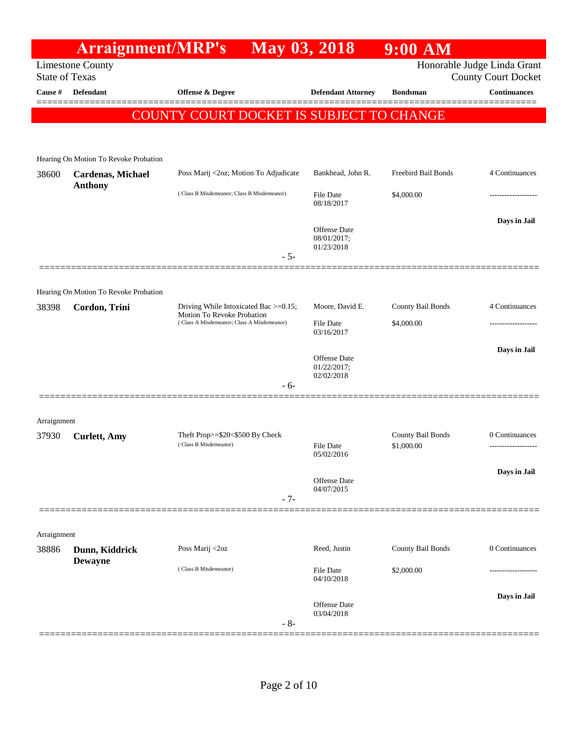# Arraignment/MRP's May 03, 2018 9:00 AM

Limestone County
State of Texas

Honorable Judge Linda Grant
County Court Docket

| Cause # | Defendant | Offense & Degree | Defendant Attorney | Bondsman | Continuances |
|---|---|---|---|---|---|

**COUNTY COURT DOCKET IS SUBJECT TO CHANGE**

---

Hearing On Motion To Revoke Probation

| Cause # | Defendant | Offense & Degree | Defendant Attorney | Bondsman | Continuances |
|---|---|---|---|---|---|
| 38600 | **Cardenas, Michael Anthony** | Poss Marij <2oz; Motion To Adjudicate<br>( Class B Misdemeanor; Class B Misdemeanor) | Bankhead, John R.<br>File Date 08/18/2017<br>Offense Date 08/01/2017; 01/23/2018 | Freebird Bail Bonds<br>$4,000.00 | 4 Continuances<br>-------------------<br>**Days in Jail** |

- 5-

---

Hearing On Motion To Revoke Probation

| Cause # | Defendant | Offense & Degree | Defendant Attorney | Bondsman | Continuances |
|---|---|---|---|---|---|
| 38398 | **Cordon, Trini** | Driving While Intoxicated Bac >=0.15; Motion To Revoke Probation<br>( Class A Misdemeanor; Class A Misdemeanor) | Moore, David E.<br>File Date 03/16/2017<br>Offense Date 01/22/2017; 02/02/2018 | County Bail Bonds<br>$4,000.00 | 4 Continuances<br>-------------------<br>**Days in Jail** |

- 6-

---

Arraignment

| Cause # | Defendant | Offense & Degree | Defendant Attorney | Bondsman | Continuances |
|---|---|---|---|---|---|
| 37930 | **Curlett, Amy** | Theft Prop>=$20<$500 By Check<br>( Class B Misdemeanor) | File Date 05/02/2016<br>Offense Date 04/07/2015 | County Bail Bonds<br>$1,000.00 | 0 Continuances<br>-------------------<br>**Days in Jail** |

- 7-

---

Arraignment

| Cause # | Defendant | Offense & Degree | Defendant Attorney | Bondsman | Continuances |
|---|---|---|---|---|---|
| 38886 | **Dunn, Kiddrick Dewayne** | Poss Marij <2oz<br>( Class B Misdemeanor) | Reed, Justin<br>File Date 04/10/2018<br>Offense Date 03/04/2018 | County Bail Bonds<br>$2,000.00 | 0 Continuances<br>-------------------<br>**Days in Jail** |

- 8-

---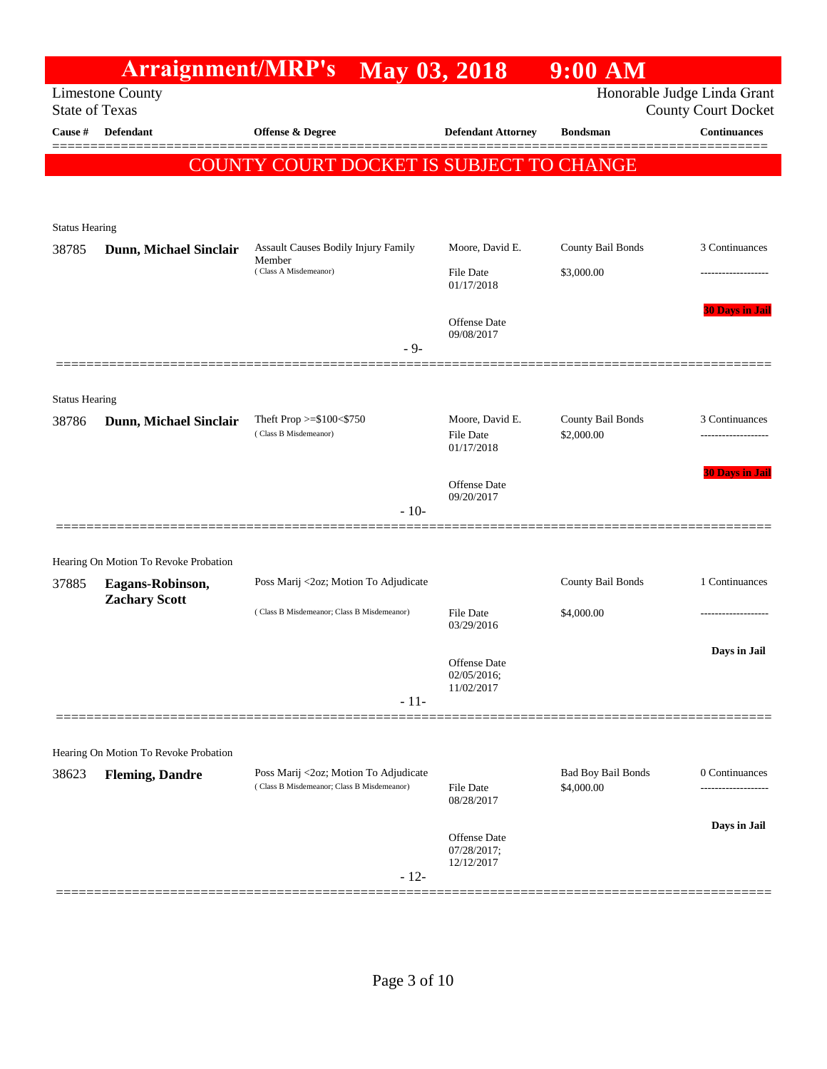# Arraignment/MRP's May 03, 2018 9:00 AM

Limestone County
State of Texas

Honorable Judge Linda Grant
County Court Docket

**COUNTY COURT DOCKET IS SUBJECT TO CHANGE**

| Cause # | Defendant | Offense & Degree | Defendant Attorney | Bondsman | Continuances |
|---|---|---|---|---|---|
| Status Hearing | | | | | |
| 38785 | **Dunn, Michael Sinclair** | Assault Causes Bodily Injury Family Member (Class A Misdemeanor) | Moore, David E.<br>File Date 01/17/2018<br>Offense Date 09/08/2017 | County Bail Bonds<br>$3,000.00 | 3 Continuances<br>-------------------<br>**30 Days in Jail** |
| | | | - 9- | | |
| Status Hearing | | | | | |
| 38786 | **Dunn, Michael Sinclair** | Theft Prop >=$100<$750 (Class B Misdemeanor) | Moore, David E.<br>File Date 01/17/2018<br>Offense Date 09/20/2017 | County Bail Bonds<br>$2,000.00 | 3 Continuances<br>-------------------<br>**30 Days in Jail** |
| | | | - 10- | | |
| Hearing On Motion To Revoke Probation | | | | | |
| 37885 | **Eagans-Robinson, Zachary Scott** | Poss Marij <2oz; Motion To Adjudicate (Class B Misdemeanor; Class B Misdemeanor) | File Date 03/29/2016<br>Offense Date 02/05/2016; 11/02/2017 | County Bail Bonds<br>$4,000.00 | 1 Continuances<br>-------------------<br>**Days in Jail** |
| | | | - 11- | | |
| Hearing On Motion To Revoke Probation | | | | | |
| 38623 | **Fleming, Dandre** | Poss Marij <2oz; Motion To Adjudicate (Class B Misdemeanor; Class B Misdemeanor) | File Date 08/28/2017<br>Offense Date 07/28/2017; 12/12/2017 | Bad Boy Bail Bonds<br>$4,000.00 | 0 Continuances<br>-------------------<br>**Days in Jail** |
| | | | - 12- | | |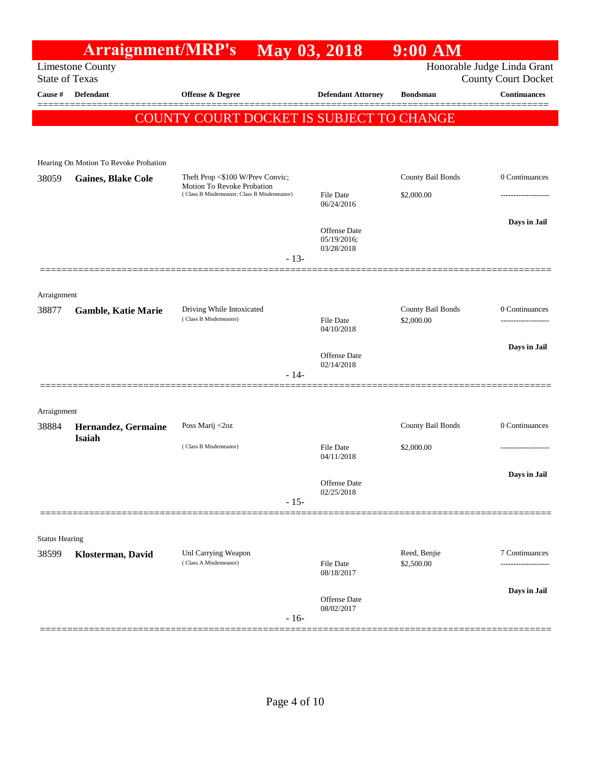# Arraignment/MRP's May 03, 2018 9:00 AM

Limestone County
State of Texas

Honorable Judge Linda Grant
County Court Docket

| Cause # | Defendant | Offense & Degree | Defendant Attorney | Bondsman | Continuances |
|---|---|---|---|---|---|

**COUNTY COURT DOCKET IS SUBJECT TO CHANGE**

---

Hearing On Motion To Revoke Probation

| Cause # | Defendant | Offense & Degree | Defendant Attorney | Bondsman | Continuances |
|---|---|---|---|---|---|
| 38059 | **Gaines, Blake Cole** | Theft Prop <$100 W/Prev Convic; Motion To Revoke Probation (Class B Misdemeanor; Class B Misdemeanor) | File Date 06/24/2016 | County Bail Bonds $2,000.00 | 0 Continuances |
| | | | Offense Date 05/19/2016; 03/28/2018 | | Days in Jail |

- 13-

---

Arraignment

| Cause # | Defendant | Offense & Degree | Defendant Attorney | Bondsman | Continuances |
|---|---|---|---|---|---|
| 38877 | **Gamble, Katie Marie** | Driving While Intoxicated (Class B Misdemeanor) | File Date 04/10/2018 | County Bail Bonds $2,000.00 | 0 Continuances |
| | | | Offense Date 02/14/2018 | | Days in Jail |

- 14-

---

Arraignment

| Cause # | Defendant | Offense & Degree | Defendant Attorney | Bondsman | Continuances |
|---|---|---|---|---|---|
| 38884 | **Hernandez, Germaine Isaiah** | Poss Marij <2oz (Class B Misdemeanor) | File Date 04/11/2018 | County Bail Bonds $2,000.00 | 0 Continuances |
| | | | Offense Date 02/25/2018 | | Days in Jail |

- 15-

---

Status Hearing

| Cause # | Defendant | Offense & Degree | Defendant Attorney | Bondsman | Continuances |
|---|---|---|---|---|---|
| 38599 | **Klosterman, David** | Unl Carrying Weapon (Class A Misdemeanor) | File Date 08/18/2017 | Reed, Benjie $2,500.00 | 7 Continuances |
| | | | Offense Date 08/02/2017 | | Days in Jail |

- 16-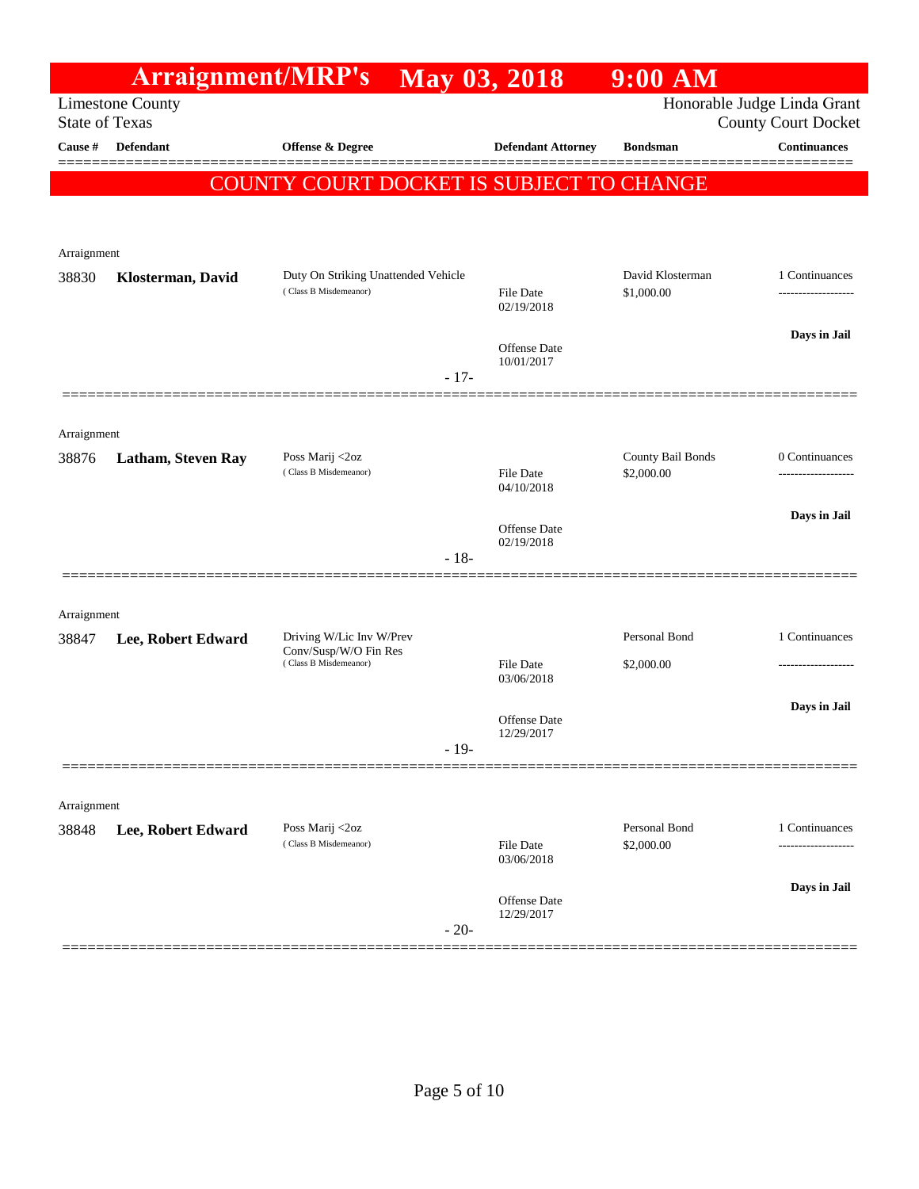# Arraignment/MRP's May 03, 2018 9:00 AM

Limestone County
State of Texas

Honorable Judge Linda Grant
County Court Docket

**COUNTY COURT DOCKET IS SUBJECT TO CHANGE**

| Cause # | Defendant | Offense & Degree | Defendant Attorney | Bondsman | Continuances |
|---|---|---|---|---|---|
| Arraignment | | | | | |
| 38830 | **Klosterman, David** | Duty On Striking Unattended Vehicle (Class B Misdemeanor) | File Date 02/19/2018; Offense Date 10/01/2017 | David Klosterman $1,000.00 | 1 Continuances; **Days in Jail** |
| | | - 17- | | | |
| Arraignment | | | | | |
| 38876 | **Latham, Steven Ray** | Poss Marij <2oz (Class B Misdemeanor) | File Date 04/10/2018; Offense Date 02/19/2018 | County Bail Bonds $2,000.00 | 0 Continuances; **Days in Jail** |
| | | - 18- | | | |
| Arraignment | | | | | |
| 38847 | **Lee, Robert Edward** | Driving W/Lic Inv W/Prev Conv/Susp/W/O Fin Res (Class B Misdemeanor) | File Date 03/06/2018; Offense Date 12/29/2017 | Personal Bond $2,000.00 | 1 Continuances; **Days in Jail** |
| | | - 19- | | | |
| Arraignment | | | | | |
| 38848 | **Lee, Robert Edward** | Poss Marij <2oz (Class B Misdemeanor) | File Date 03/06/2018; Offense Date 12/29/2017 | Personal Bond $2,000.00 | 1 Continuances; **Days in Jail** |
| | | - 20- | | | |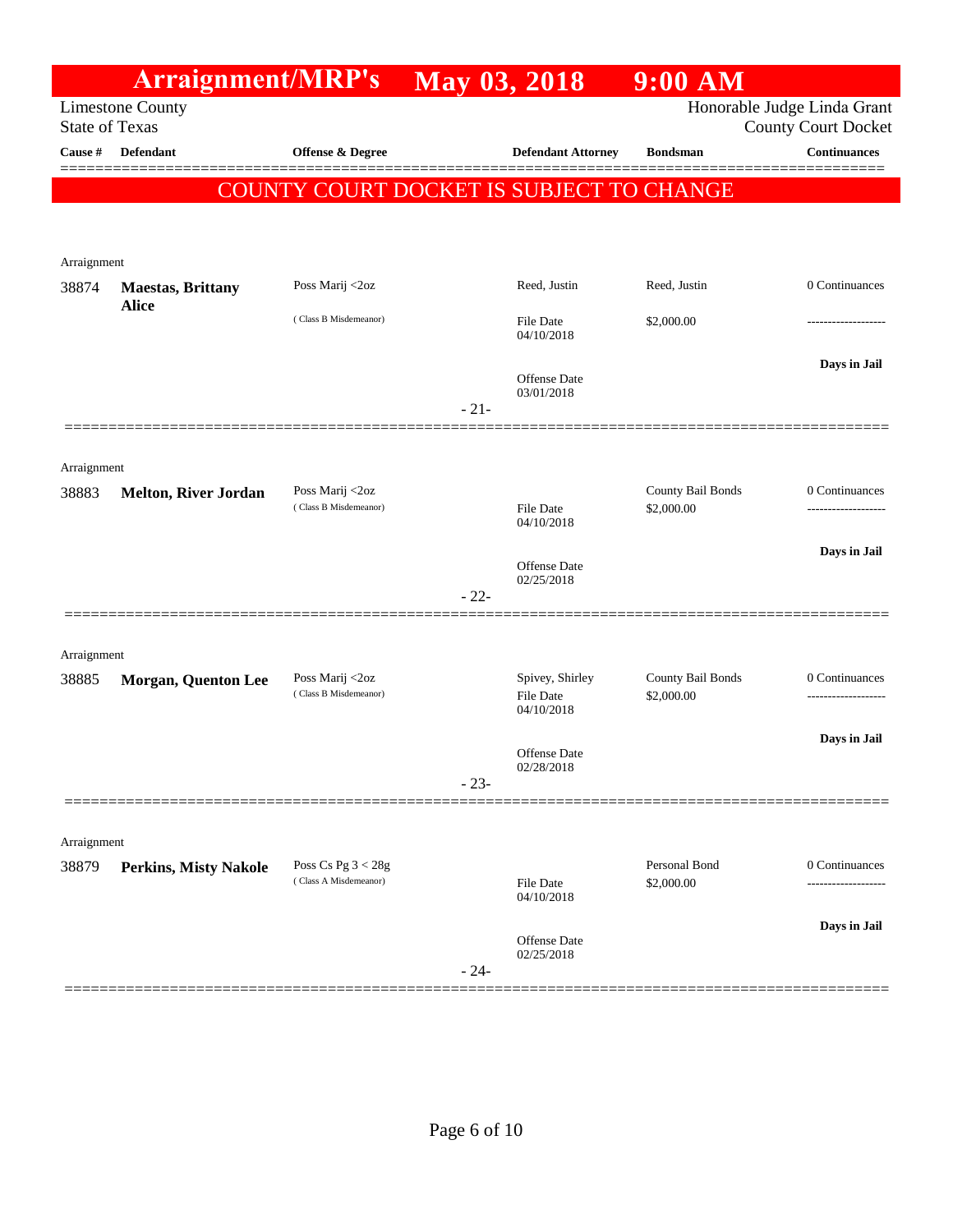# Arraignment/MRP's May 03, 2018 9:00 AM

Limestone County
State of Texas

Honorable Judge Linda Grant
County Court Docket

COUNTY COURT DOCKET IS SUBJECT TO CHANGE

| Cause # | Defendant | Offense & Degree | Defendant Attorney | Bondsman | Continuances |
|---|---|---|---|---|---|
| Arraignment | | | | | |
| 38874 | **Maestas, Brittany Alice** | Poss Marij <2oz (Class B Misdemeanor) | Reed, Justin<br>File Date 04/10/2018<br>Offense Date 03/01/2018 | Reed, Justin<br>$2,000.00 | 0 Continuances<br>-------------------<br>**Days in Jail** |
| | | | - 21- | | |
| Arraignment | | | | | |
| 38883 | **Melton, River Jordan** | Poss Marij <2oz (Class B Misdemeanor) | File Date 04/10/2018<br>Offense Date 02/25/2018 | County Bail Bonds<br>$2,000.00 | 0 Continuances<br>-------------------<br>**Days in Jail** |
| | | | - 22- | | |
| Arraignment | | | | | |
| 38885 | **Morgan, Quenton Lee** | Poss Marij <2oz (Class B Misdemeanor) | Spivey, Shirley<br>File Date 04/10/2018<br>Offense Date 02/28/2018 | County Bail Bonds<br>$2,000.00 | 0 Continuances<br>-------------------<br>**Days in Jail** |
| | | | - 23- | | |
| Arraignment | | | | | |
| 38879 | **Perkins, Misty Nakole** | Poss Cs Pg 3 < 28g (Class A Misdemeanor) | File Date 04/10/2018<br>Offense Date 02/25/2018 | Personal Bond<br>$2,000.00 | 0 Continuances<br>-------------------<br>**Days in Jail** |
| | | | - 24- | | |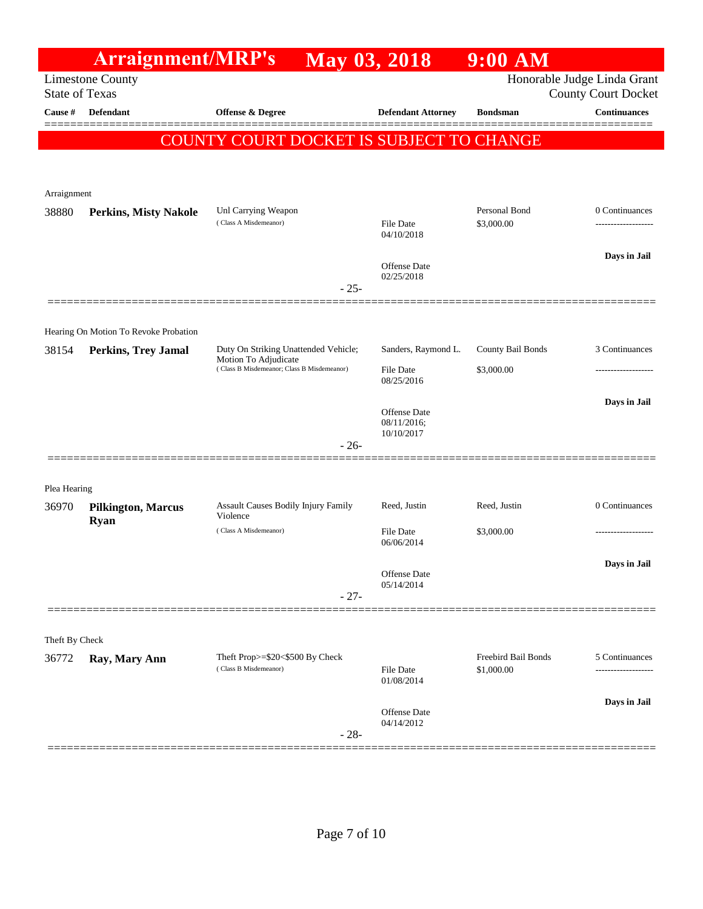# Arraignment/MRP's May 03, 2018 9:00 AM

Limestone County
State of Texas

Honorable Judge Linda Grant
County Court Docket

| Cause # | Defendant | Offense & Degree | Defendant Attorney | Bondsman | Continuances |
|---|---|---|---|---|---|

**COUNTY COURT DOCKET IS SUBJECT TO CHANGE**

---

Arraignment

| Cause # | Defendant | Offense & Degree | Defendant Attorney | Bondsman | Continuances |
|---|---|---|---|---|---|
| 38880 | **Perkins, Misty Nakole** | Unl Carrying Weapon (Class A Misdemeanor) | File Date 04/10/2018; Offense Date 02/25/2018 | Personal Bond $3,000.00 | 0 Continuances; Days in Jail |

- 25-

---

Hearing On Motion To Revoke Probation

| Cause # | Defendant | Offense & Degree | Defendant Attorney | Bondsman | Continuances |
|---|---|---|---|---|---|
| 38154 | **Perkins, Trey Jamal** | Duty On Striking Unattended Vehicle; Motion To Adjudicate (Class B Misdemeanor; Class B Misdemeanor) | Sanders, Raymond L.; File Date 08/25/2016; Offense Date 08/11/2016; 10/10/2017 | County Bail Bonds $3,000.00 | 3 Continuances; Days in Jail |

- 26-

---

Plea Hearing

| Cause # | Defendant | Offense & Degree | Defendant Attorney | Bondsman | Continuances |
|---|---|---|---|---|---|
| 36970 | **Pilkington, Marcus Ryan** | Assault Causes Bodily Injury Family Violence (Class A Misdemeanor) | Reed, Justin; File Date 06/06/2014; Offense Date 05/14/2014 | Reed, Justin $3,000.00 | 0 Continuances; Days in Jail |

- 27-

---

Theft By Check

| Cause # | Defendant | Offense & Degree | Defendant Attorney | Bondsman | Continuances |
|---|---|---|---|---|---|
| 36772 | **Ray, Mary Ann** | Theft Prop>=$20<$500 By Check (Class B Misdemeanor) | File Date 01/08/2014; Offense Date 04/14/2012 | Freebird Bail Bonds $1,000.00 | 5 Continuances; Days in Jail |

- 28-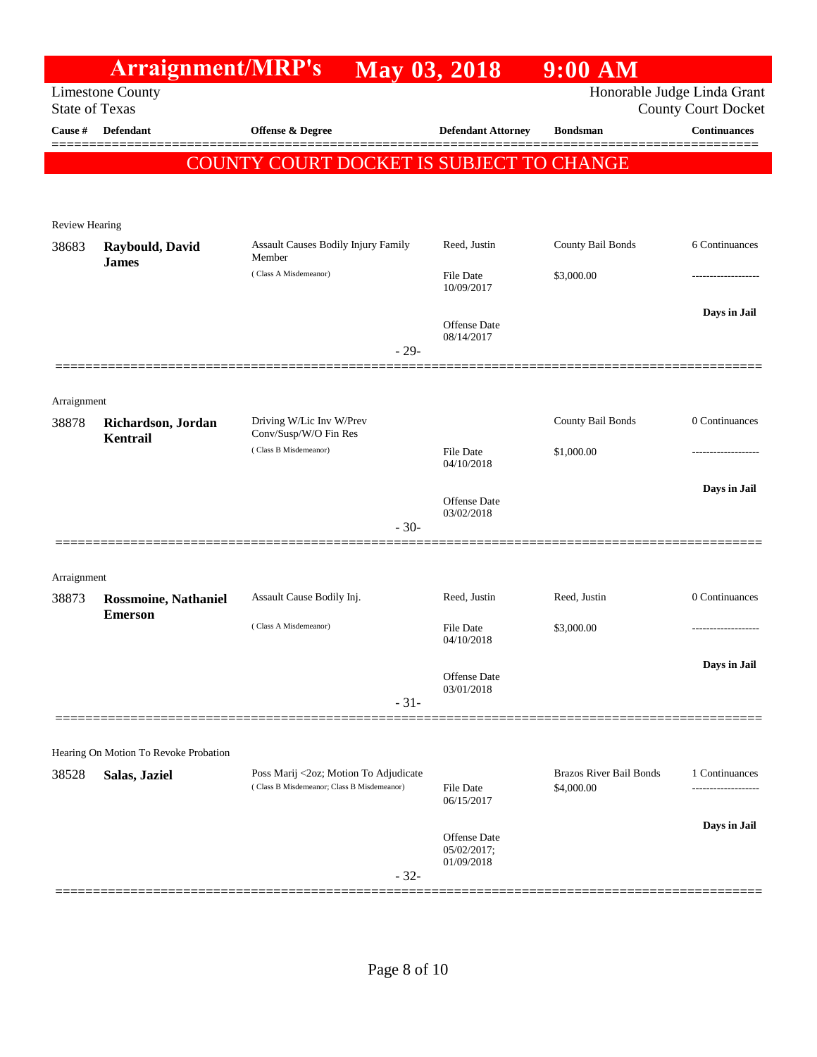# Arraignment/MRP's May 03, 2018 9:00 AM

Limestone County
State of Texas

Honorable Judge Linda Grant
County Court Docket

| Cause # | Defendant | Offense & Degree | Defendant Attorney | Bondsman | Continuances |
|---|---|---|---|---|---|

**COUNTY COURT DOCKET IS SUBJECT TO CHANGE**

Review Hearing

| Cause # | Defendant | Offense & Degree | Defendant Attorney | Bondsman | Continuances |
|---|---|---|---|---|---|
| 38683 | **Raybould, David James** | Assault Causes Bodily Injury Family Member (Class A Misdemeanor) | Reed, Justin<br>File Date 10/09/2017<br>Offense Date 08/14/2017 | County Bail Bonds<br>$3,000.00 | 6 Continuances<br>-------------------<br>**Days in Jail** |

- 29-

Arraignment

| Cause # | Defendant | Offense & Degree | Defendant Attorney | Bondsman | Continuances |
|---|---|---|---|---|---|
| 38878 | **Richardson, Jordan Kentrail** | Driving W/Lic Inv W/Prev Conv/Susp/W/O Fin Res (Class B Misdemeanor) | File Date 04/10/2018<br>Offense Date 03/02/2018 | County Bail Bonds<br>$1,000.00 | 0 Continuances<br>-------------------<br>**Days in Jail** |

- 30-

Arraignment

| Cause # | Defendant | Offense & Degree | Defendant Attorney | Bondsman | Continuances |
|---|---|---|---|---|---|
| 38873 | **Rossmoine, Nathaniel Emerson** | Assault Cause Bodily Inj. (Class A Misdemeanor) | Reed, Justin<br>File Date 04/10/2018<br>Offense Date 03/01/2018 | Reed, Justin<br>$3,000.00 | 0 Continuances<br>-------------------<br>**Days in Jail** |

- 31-

Hearing On Motion To Revoke Probation

| Cause # | Defendant | Offense & Degree | Defendant Attorney | Bondsman | Continuances |
|---|---|---|---|---|---|
| 38528 | **Salas, Jaziel** | Poss Marij <2oz; Motion To Adjudicate (Class B Misdemeanor; Class B Misdemeanor) | File Date 06/15/2017<br>Offense Date 05/02/2017; 01/09/2018 | Brazos River Bail Bonds<br>$4,000.00 | 1 Continuances<br>-------------------<br>**Days in Jail** |

- 32-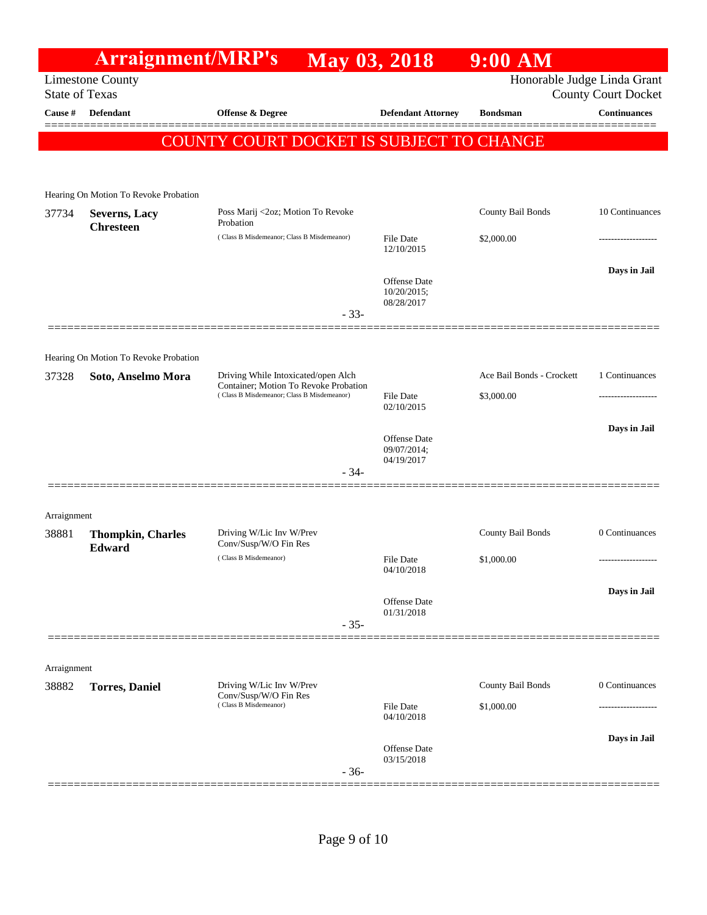# Arraignment/MRP's May 03, 2018 9:00 AM

Limestone County
State of Texas

Honorable Judge Linda Grant
County Court Docket

| Cause # | Defendant | Offense & Degree | Defendant Attorney | Bondsman | Continuances |
|---|---|---|---|---|---|

**COUNTY COURT DOCKET IS SUBJECT TO CHANGE**

---

Hearing On Motion To Revoke Probation

| Cause # | Defendant | Offense & Degree | Defendant Attorney | Bondsman | Continuances |
|---|---|---|---|---|---|
| 37734 | **Severns, Lacy Chresteen** | Poss Marij <2oz; Motion To Revoke Probation (Class B Misdemeanor; Class B Misdemeanor) | File Date 12/10/2015<br>Offense Date 10/20/2015; 08/28/2017 | County Bail Bonds<br>$2,000.00 | 10 Continuances<br>-------------------<br>**Days in Jail** |

- 33-

---

Hearing On Motion To Revoke Probation

| Cause # | Defendant | Offense & Degree | Defendant Attorney | Bondsman | Continuances |
|---|---|---|---|---|---|
| 37328 | **Soto, Anselmo Mora** | Driving While Intoxicated/open Alch Container; Motion To Revoke Probation (Class B Misdemeanor; Class B Misdemeanor) | File Date 02/10/2015<br>Offense Date 09/07/2014; 04/19/2017 | Ace Bail Bonds - Crockett<br>$3,000.00 | 1 Continuances<br>-------------------<br>**Days in Jail** |

- 34-

---

Arraignment

| Cause # | Defendant | Offense & Degree | Defendant Attorney | Bondsman | Continuances |
|---|---|---|---|---|---|
| 38881 | **Thompkin, Charles Edward** | Driving W/Lic Inv W/Prev Conv/Susp/W/O Fin Res (Class B Misdemeanor) | File Date 04/10/2018<br>Offense Date 01/31/2018 | County Bail Bonds<br>$1,000.00 | 0 Continuances<br>-------------------<br>**Days in Jail** |

- 35-

---

Arraignment

| Cause # | Defendant | Offense & Degree | Defendant Attorney | Bondsman | Continuances |
|---|---|---|---|---|---|
| 38882 | **Torres, Daniel** | Driving W/Lic Inv W/Prev Conv/Susp/W/O Fin Res (Class B Misdemeanor) | File Date 04/10/2018<br>Offense Date 03/15/2018 | County Bail Bonds<br>$1,000.00 | 0 Continuances<br>-------------------<br>**Days in Jail** |

- 36-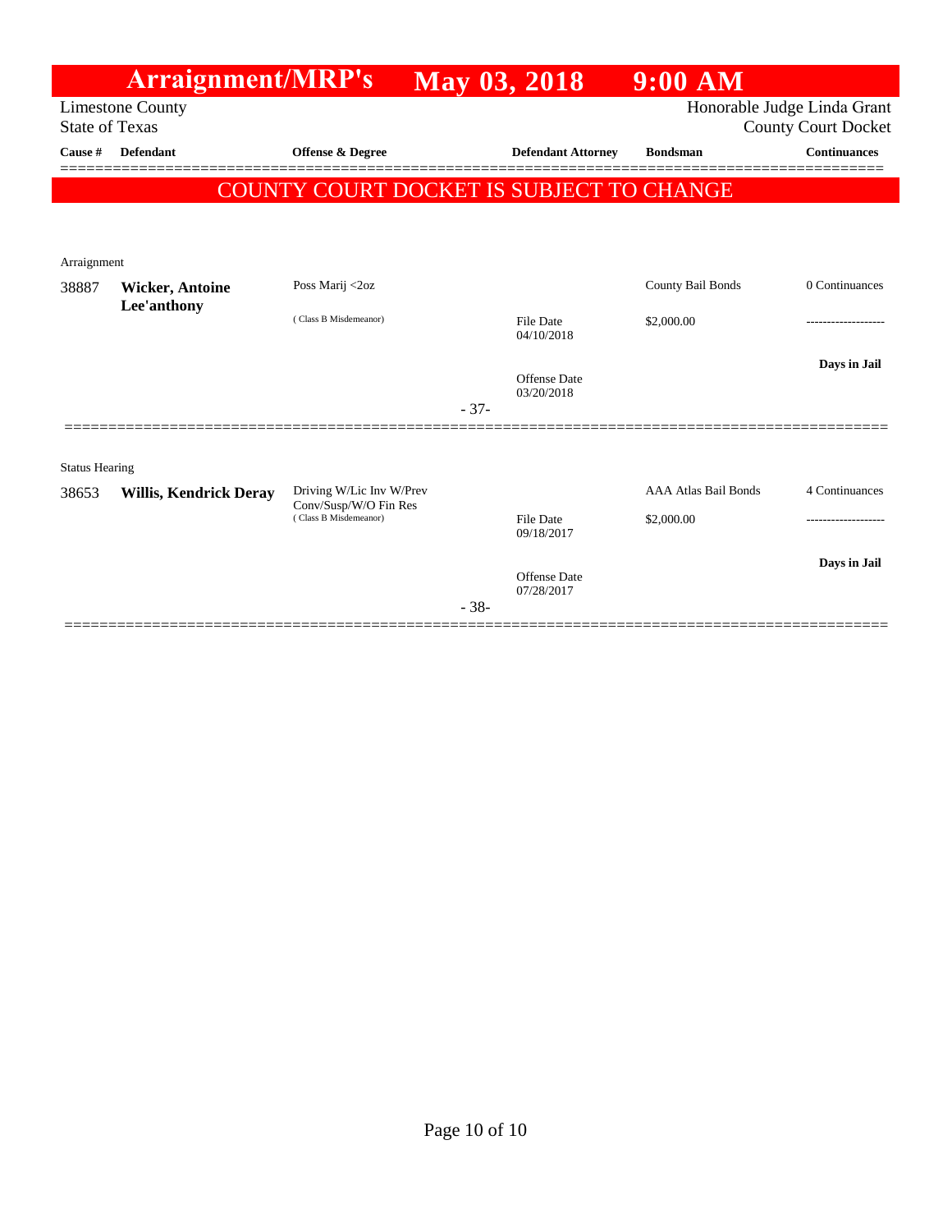# Arraignment/MRP's May 03, 2018 9:00 AM

Limestone County
State of Texas

Honorable Judge Linda Grant
County Court Docket

| Cause # | Defendant | Offense & Degree | Defendant Attorney | Bondsman | Continuances |
|---|---|---|---|---|---|

**COUNTY COURT DOCKET IS SUBJECT TO CHANGE**

Arraignment

| Cause # | Defendant | Offense & Degree | Defendant Attorney | Bondsman | Continuances |
|---|---|---|---|---|---|
| 38887 | **Wicker, Antoine Lee'anthony** | Poss Marij <2oz ( Class B Misdemeanor) | File Date 04/10/2018<br>Offense Date 03/20/2018 | County Bail Bonds<br>$2,000.00 | 0 Continuances<br>-------------------<br>**Days in Jail** |

- 37-

Status Hearing

| Cause # | Defendant | Offense & Degree | Defendant Attorney | Bondsman | Continuances |
|---|---|---|---|---|---|
| 38653 | **Willis, Kendrick Deray** | Driving W/Lic Inv W/Prev Conv/Susp/W/O Fin Res ( Class B Misdemeanor) | File Date 09/18/2017<br>Offense Date 07/28/2017 | AAA Atlas Bail Bonds<br>$2,000.00 | 4 Continuances<br>-------------------<br>**Days in Jail** |

- 38-